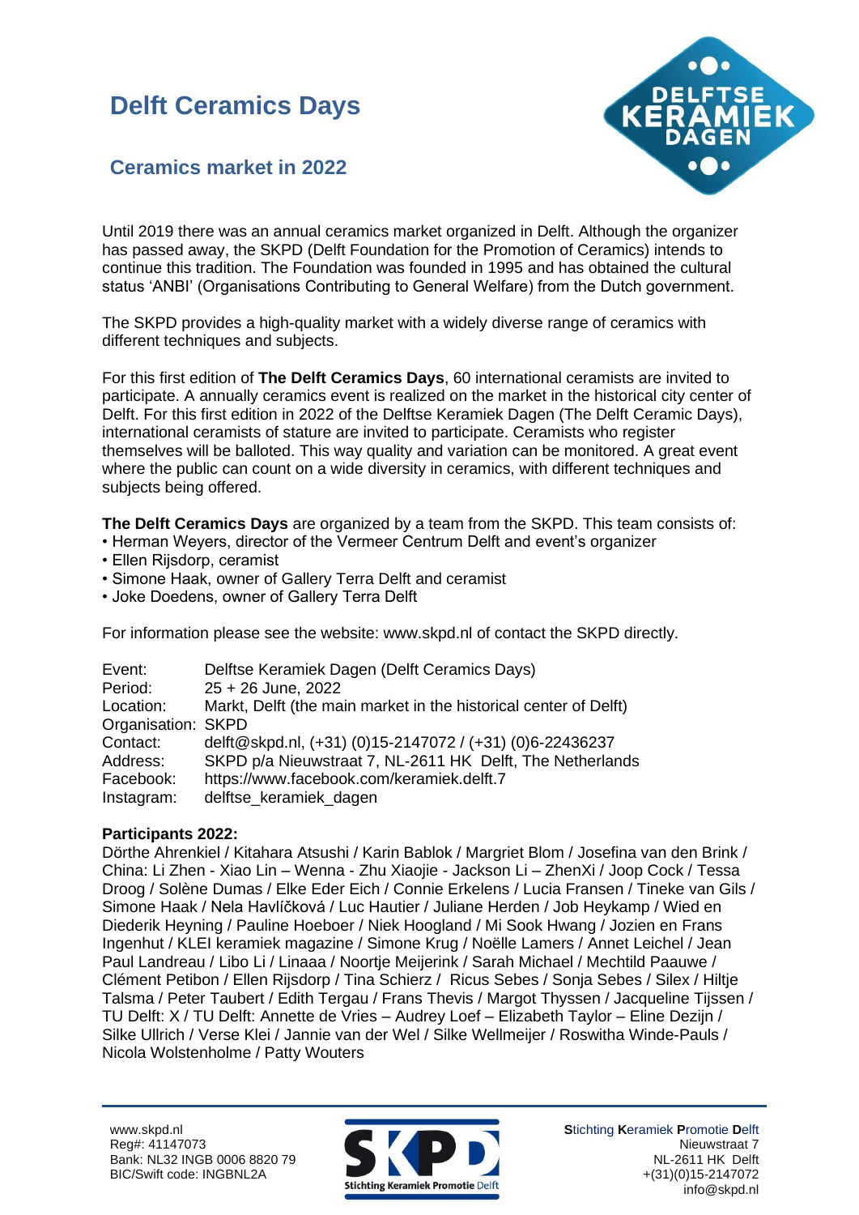# Delft Ceramics Days

## Ceramics market in 2022

Until 2019 there was an annual ceramics market organized in Delft. Although the organizer has passed away, the SKPD (Delft Foundation for the Promotion of Ceramics) intends to continue this tradition. The Foundation was founded in 1995 and has obtained the cultural status 'ANBI' (Organisations Contributing to General Welfare) from the Dutch government.

The SKPD provides a high-quality market with a widely diverse range of ceramics with different techniques and subjects.

For this first edition of **The Delft Ceramics Days**, 60 international ceramists are invited to participate. A annually ceramics event is realized on the market in the historical city center of Delft. For this first edition in 2022 of the Delftse Keramiek Dagen (The Delft Ceramic Days), international ceramists of stature are invited to participate. Ceramists who register themselves will be balloted. This way quality and variation can be monitored. A great event where the public can count on a wide diversity in ceramics, with different techniques and subjects being offered.

**The Delft Ceramics Days** are organized by a team from the SKPD. This team consists of:

- Herman Weyers, director of the Vermeer Centrum Delft and event's organizer
- Ellen Rijsdorp, ceramist
- Simone Haak, owner of Gallery Terra Delft and ceramist
- Joke Doedens, owner of Gallery Terra Delft

For information please see the website: www.skpd.nl of contact the SKPD directly.

Event: Delftse Keramiek Dagen (Delft Ceramics Days)
Period: 25 + 26 June, 2022
Location: Markt, Delft (the main market in the historical center of Delft)
Organisation: SKPD
Contact: delft@skpd.nl, (+31) (0)15-2147072 / (+31) (0)6-22436237
Address: SKPD p/a Nieuwstraat 7, NL-2611 HK Delft, The Netherlands
Facebook: https://www.facebook.com/keramiek.delft.7
Instagram: delftse_keramiek_dagen

**Participants 2022:**

Dörthe Ahrenkiel / Kitahara Atsushi / Karin Bablok / Margriet Blom / Josefina van den Brink / China: Li Zhen - Xiao Lin – Wenna - Zhu Xiaojie - Jackson Li – ZhenXi / Joop Cock / Tessa Droog / Solène Dumas / Elke Eder Eich / Connie Erkelens / Lucia Fransen / Tineke van Gils / Simone Haak / Nela Havlíčková / Luc Hautier / Juliane Herden / Job Heykamp / Wied en Diederik Heyning / Pauline Hoeboer / Niek Hoogland / Mi Sook Hwang / Jozien en Frans Ingenhut / KLEI keramiek magazine / Simone Krug / Noëlle Lamers / Annet Leichel / Jean Paul Landreau / Libo Li / Linaaa / Noortje Meijerink / Sarah Michael / Mechtild Paauwe / Clément Petibon / Ellen Rijsdorp / Tina Schierz / Ricus Sebes / Sonja Sebes / Silex / Hiltje Talsma / Peter Taubert / Edith Tergau / Frans Thevis / Margot Thyssen / Jacqueline Tijssen / TU Delft: X / TU Delft: Annette de Vries – Audrey Loef – Elizabeth Taylor – Eline Dezijn / Silke Ullrich / Verse Klei / Jannie van der Wel / Silke Wellmeijer / Roswitha Winde-Pauls / Nicola Wolstenholme / Patty Wouters

www.skpd.nl
Reg#: 41147073
Bank: NL32 INGB 0006 8820 79
BIC/Swift code: INGBNL2A

Stichting Keramiek Promotie Delft
Nieuwstraat 7
NL-2611 HK Delft
+(31)(0)15-2147072
info@skpd.nl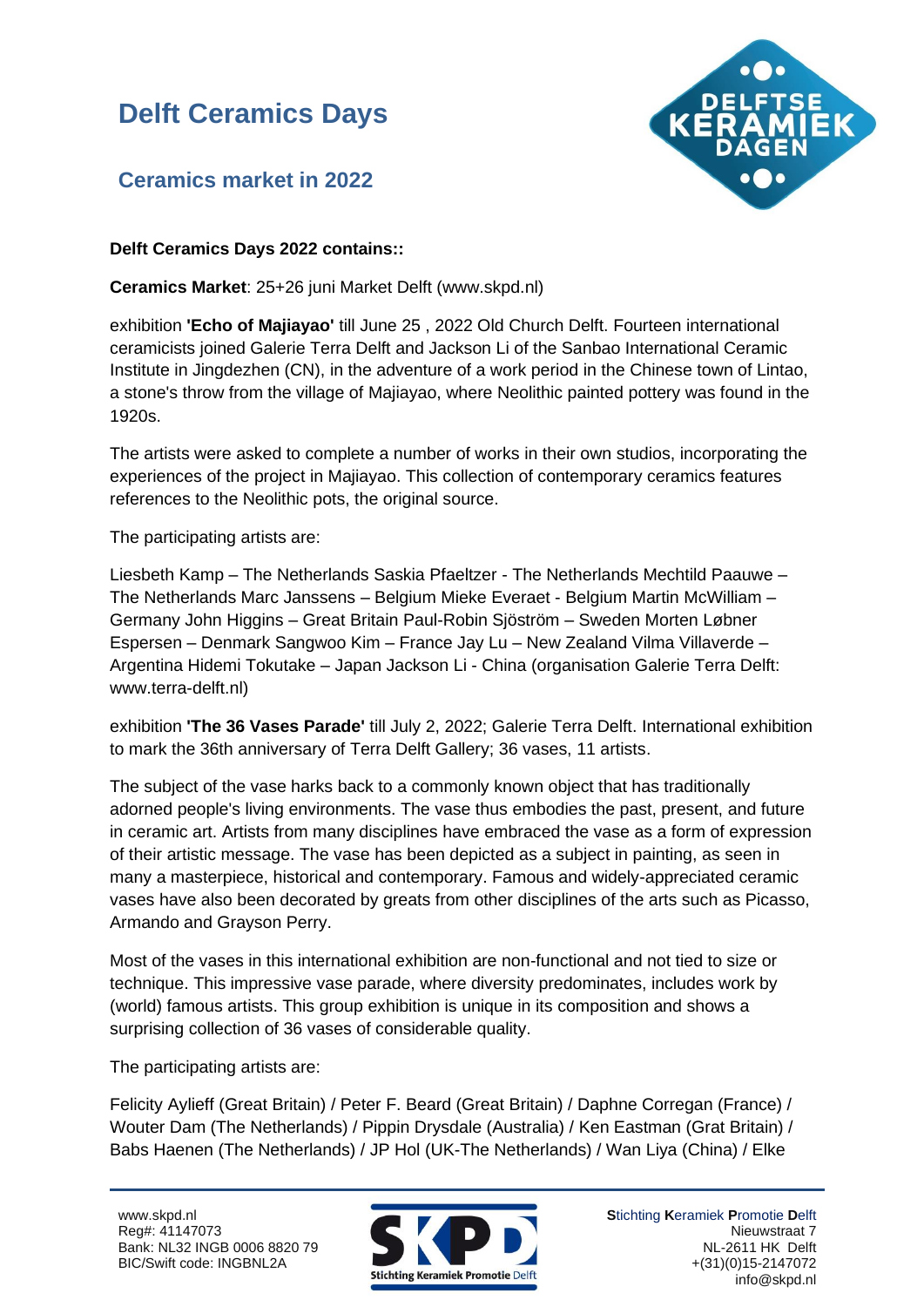# Delft Ceramics Days

## Ceramics market in 2022

**Delft Ceramics Days 2022 contains::**

**Ceramics Market**: 25+26 juni Market Delft (www.skpd.nl)

exhibition **'Echo of Majiayao'** till June 25 , 2022 Old Church Delft. Fourteen international ceramicists joined Galerie Terra Delft and Jackson Li of the Sanbao International Ceramic Institute in Jingdezhen (CN), in the adventure of a work period in the Chinese town of Lintao, a stone's throw from the village of Majiayao, where Neolithic painted pottery was found in the 1920s.

The artists were asked to complete a number of works in their own studios, incorporating the experiences of the project in Majiayao. This collection of contemporary ceramics features references to the Neolithic pots, the original source.

The participating artists are:

Liesbeth Kamp – The Netherlands Saskia Pfaeltzer - The Netherlands Mechtild Paauwe – The Netherlands Marc Janssens – Belgium Mieke Everaet - Belgium Martin McWilliam – Germany John Higgins – Great Britain Paul-Robin Sjöström – Sweden Morten Løbner Espersen – Denmark Sangwoo Kim – France Jay Lu – New Zealand Vilma Villaverde – Argentina Hidemi Tokutake – Japan Jackson Li - China (organisation Galerie Terra Delft: www.terra-delft.nl)

exhibition **'The 36 Vases Parade'** till July 2, 2022; Galerie Terra Delft. International exhibition to mark the 36th anniversary of Terra Delft Gallery; 36 vases, 11 artists.

The subject of the vase harks back to a commonly known object that has traditionally adorned people's living environments. The vase thus embodies the past, present, and future in ceramic art. Artists from many disciplines have embraced the vase as a form of expression of their artistic message. The vase has been depicted as a subject in painting, as seen in many a masterpiece, historical and contemporary. Famous and widely-appreciated ceramic vases have also been decorated by greats from other disciplines of the arts such as Picasso, Armando and Grayson Perry.

Most of the vases in this international exhibition are non-functional and not tied to size or technique. This impressive vase parade, where diversity predominates, includes work by (world) famous artists. This group exhibition is unique in its composition and shows a surprising collection of 36 vases of considerable quality.

The participating artists are:

Felicity Aylieff (Great Britain) / Peter F. Beard (Great Britain) / Daphne Corregan (France) / Wouter Dam (The Netherlands) / Pippin Drysdale (Australia) / Ken Eastman (Grat Britain) / Babs Haenen (The Netherlands) / JP Hol (UK-The Netherlands) / Wan Liya (China) / Elke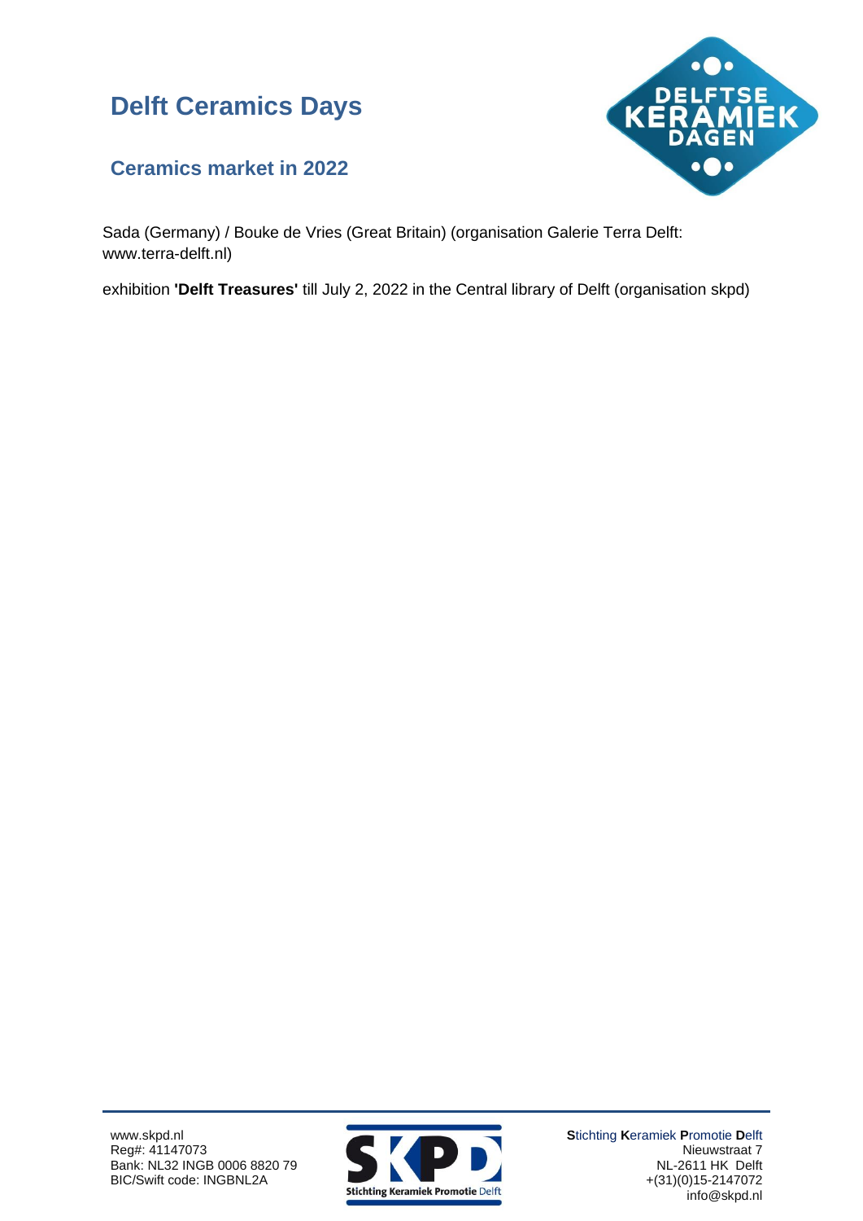# Delft Ceramics Days

## Ceramics market in 2022

Sada (Germany) / Bouke de Vries (Great Britain) (organisation Galerie Terra Delft: www.terra-delft.nl)

exhibition **'Delft Treasures'** till July 2, 2022 in the Central library of Delft (organisation skpd)